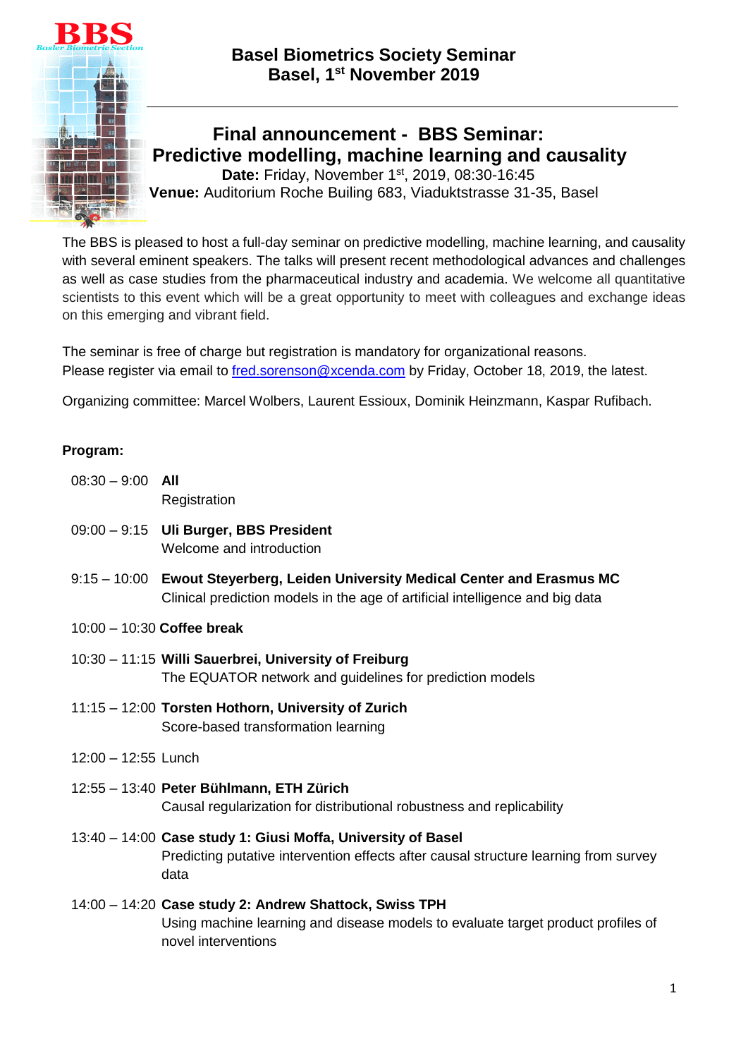# Basel Biometrics Society Seminar
# Basel, 1st November 2019

## Final announcement - BBS Seminar: Predictive modelling, machine learning and causality

**Date:** Friday, November 1st, 2019, 08:30-16:45
**Venue:** Auditorium Roche Builing 683, Viaduktstrasse 31-35, Basel

The BBS is pleased to host a full-day seminar on predictive modelling, machine learning, and causality with several eminent speakers. The talks will present recent methodological advances and challenges as well as case studies from the pharmaceutical industry and academia. We welcome all quantitative scientists to this event which will be a great opportunity to meet with colleagues and exchange ideas on this emerging and vibrant field.

The seminar is free of charge but registration is mandatory for organizational reasons.
Please register via email to fred.sorenson@xcenda.com by Friday, October 18, 2019, the latest.

Organizing committee: Marcel Wolbers, Laurent Essioux, Dominik Heinzmann, Kaspar Rufibach.

**Program:**

08:30 – 9:00 **All**
Registration

09:00 – 9:15 **Uli Burger, BBS President**
Welcome and introduction

9:15 – 10:00 **Ewout Steyerberg, Leiden University Medical Center and Erasmus MC**
Clinical prediction models in the age of artificial intelligence and big data

10:00 – 10:30 **Coffee break**

10:30 – 11:15 **Willi Sauerbrei, University of Freiburg**
The EQUATOR network and guidelines for prediction models

11:15 – 12:00 **Torsten Hothorn, University of Zurich**
Score-based transformation learning

12:00 – 12:55 Lunch

12:55 – 13:40 **Peter Bühlmann, ETH Zürich**
Causal regularization for distributional robustness and replicability

13:40 – 14:00 **Case study 1: Giusi Moffa, University of Basel**
Predicting putative intervention effects after causal structure learning from survey data

14:00 – 14:20 **Case study 2: Andrew Shattock, Swiss TPH**
Using machine learning and disease models to evaluate target product profiles of novel interventions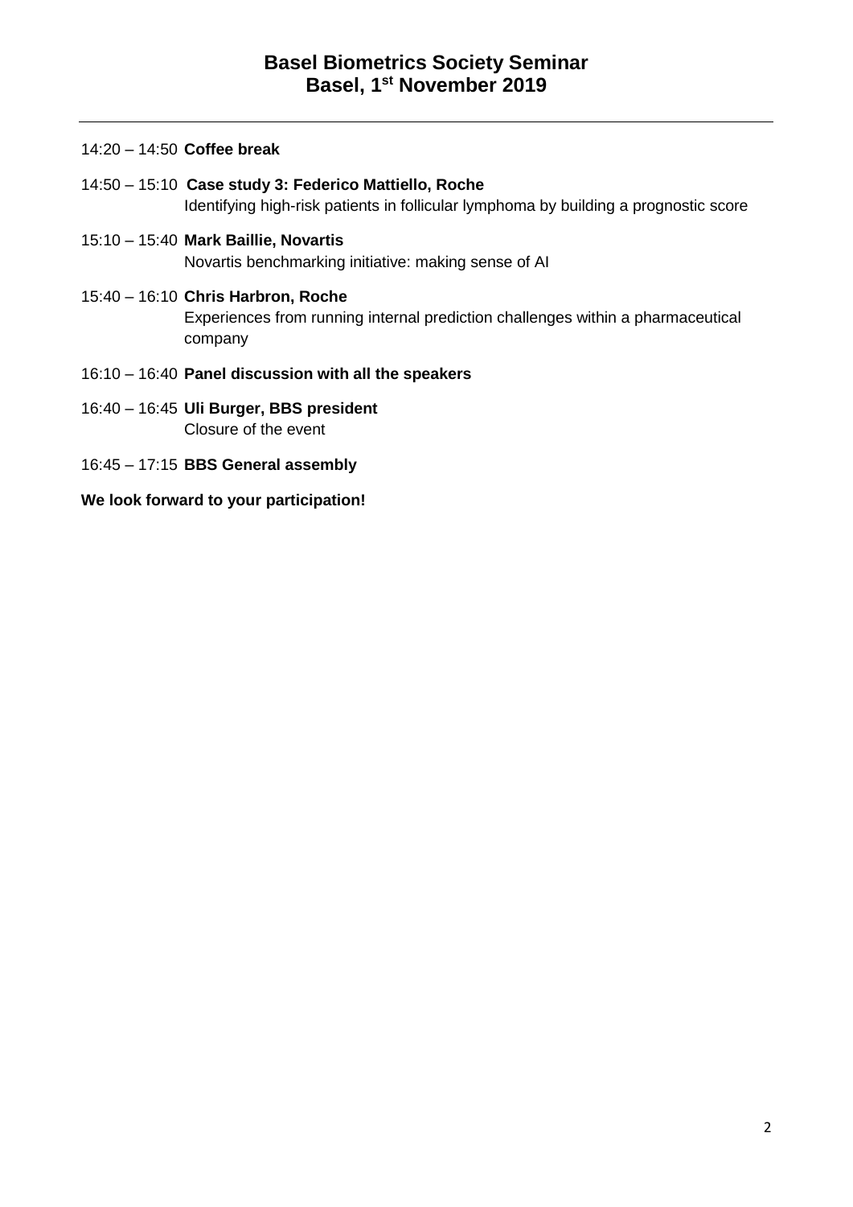# Basel Biometrics Society Seminar
# Basel, 1st November 2019

14:20 – 14:50 **Coffee break**

14:50 – 15:10 **Case study 3: Federico Mattiello, Roche**
Identifying high-risk patients in follicular lymphoma by building a prognostic score

15:10 – 15:40 **Mark Baillie, Novartis**
Novartis benchmarking initiative: making sense of AI

15:40 – 16:10 **Chris Harbron, Roche**
Experiences from running internal prediction challenges within a pharmaceutical company

16:10 – 16:40 **Panel discussion with all the speakers**

16:40 – 16:45 **Uli Burger, BBS president**
Closure of the event

16:45 – 17:15 **BBS General assembly**

**We look forward to your participation!**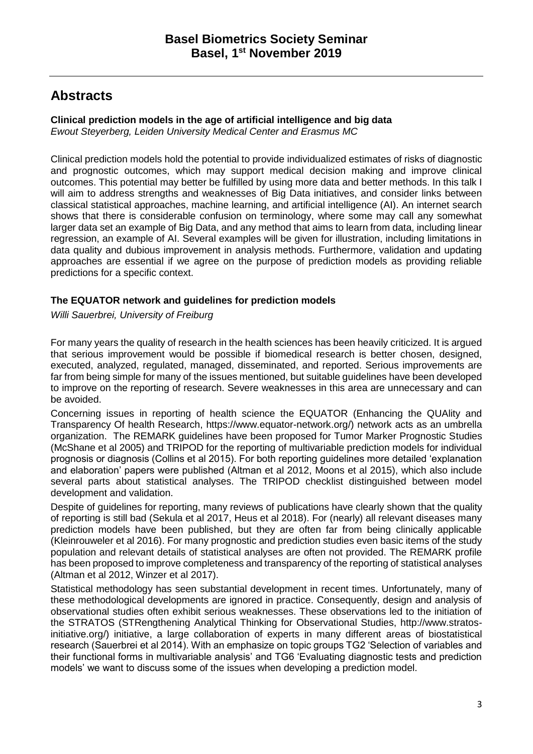**Basel Biometrics Society Seminar**
**Basel, 1st November 2019**

## Abstracts

**Clinical prediction models in the age of artificial intelligence and big data**
*Ewout Steyerberg, Leiden University Medical Center and Erasmus MC*

Clinical prediction models hold the potential to provide individualized estimates of risks of diagnostic and prognostic outcomes, which may support medical decision making and improve clinical outcomes. This potential may better be fulfilled by using more data and better methods. In this talk I will aim to address strengths and weaknesses of Big Data initiatives, and consider links between classical statistical approaches, machine learning, and artificial intelligence (AI). An internet search shows that there is considerable confusion on terminology, where some may call any somewhat larger data set an example of Big Data, and any method that aims to learn from data, including linear regression, an example of AI. Several examples will be given for illustration, including limitations in data quality and dubious improvement in analysis methods. Furthermore, validation and updating approaches are essential if we agree on the purpose of prediction models as providing reliable predictions for a specific context.

**The EQUATOR network and guidelines for prediction models**
*Willi Sauerbrei, University of Freiburg*

For many years the quality of research in the health sciences has been heavily criticized. It is argued that serious improvement would be possible if biomedical research is better chosen, designed, executed, analyzed, regulated, managed, disseminated, and reported. Serious improvements are far from being simple for many of the issues mentioned, but suitable guidelines have been developed to improve on the reporting of research. Severe weaknesses in this area are unnecessary and can be avoided.

Concerning issues in reporting of health science the EQUATOR (Enhancing the QUAlity and Transparency Of health Research, https://www.equator-network.org/) network acts as an umbrella organization. The REMARK guidelines have been proposed for Tumor Marker Prognostic Studies (McShane et al 2005) and TRIPOD for the reporting of multivariable prediction models for individual prognosis or diagnosis (Collins et al 2015). For both reporting guidelines more detailed 'explanation and elaboration' papers were published (Altman et al 2012, Moons et al 2015), which also include several parts about statistical analyses. The TRIPOD checklist distinguished between model development and validation.

Despite of guidelines for reporting, many reviews of publications have clearly shown that the quality of reporting is still bad (Sekula et al 2017, Heus et al 2018). For (nearly) all relevant diseases many prediction models have been published, but they are often far from being clinically applicable (Kleinrouweler et al 2016). For many prognostic and prediction studies even basic items of the study population and relevant details of statistical analyses are often not provided. The REMARK profile has been proposed to improve completeness and transparency of the reporting of statistical analyses (Altman et al 2012, Winzer et al 2017).

Statistical methodology has seen substantial development in recent times. Unfortunately, many of these methodological developments are ignored in practice. Consequently, design and analysis of observational studies often exhibit serious weaknesses. These observations led to the initiation of the STRATOS (STRengthening Analytical Thinking for Observational Studies, http://www.stratos-initiative.org/) initiative, a large collaboration of experts in many different areas of biostatistical research (Sauerbrei et al 2014). With an emphasize on topic groups TG2 'Selection of variables and their functional forms in multivariable analysis' and TG6 'Evaluating diagnostic tests and prediction models' we want to discuss some of the issues when developing a prediction model.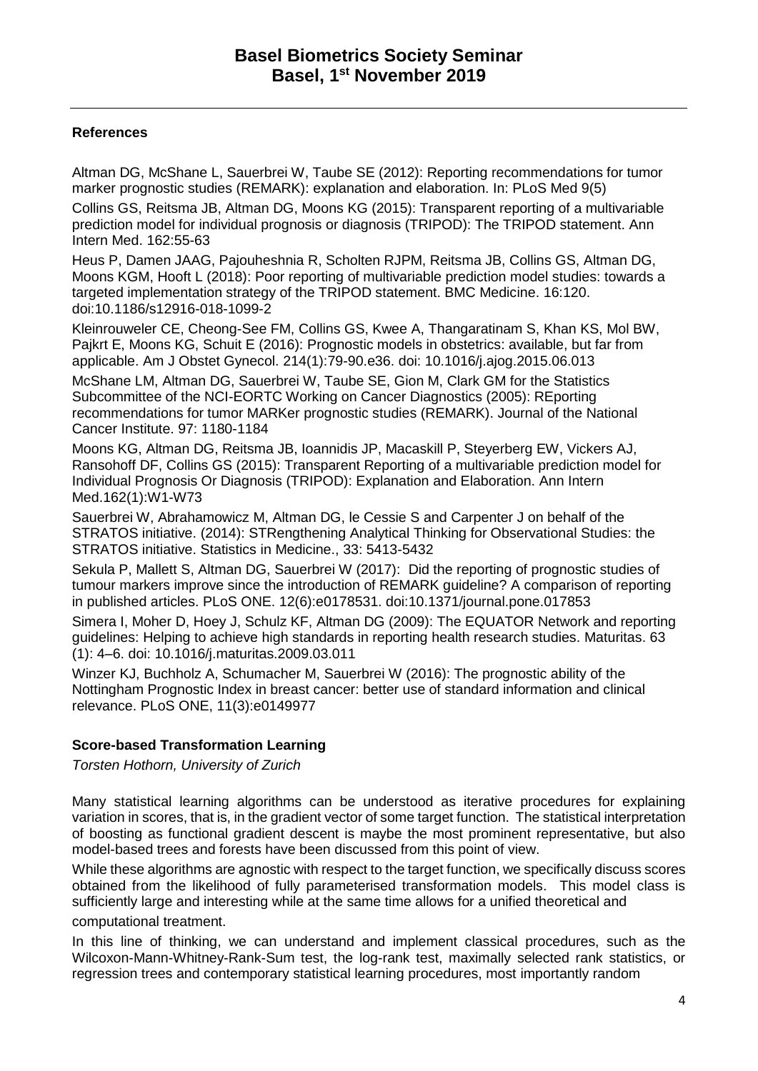### References

Altman DG, McShane L, Sauerbrei W, Taube SE (2012): Reporting recommendations for tumor marker prognostic studies (REMARK): explanation and elaboration. In: PLoS Med 9(5)

Collins GS, Reitsma JB, Altman DG, Moons KG (2015): Transparent reporting of a multivariable prediction model for individual prognosis or diagnosis (TRIPOD): The TRIPOD statement. Ann Intern Med. 162:55-63

Heus P, Damen JAAG, Pajouheshnia R, Scholten RJPM, Reitsma JB, Collins GS, Altman DG, Moons KGM, Hooft L (2018): Poor reporting of multivariable prediction model studies: towards a targeted implementation strategy of the TRIPOD statement. BMC Medicine. 16:120. doi:10.1186/s12916-018-1099-2

Kleinrouweler CE, Cheong-See FM, Collins GS, Kwee A, Thangaratinam S, Khan KS, Mol BW, Pajkrt E, Moons KG, Schuit E (2016): Prognostic models in obstetrics: available, but far from applicable. Am J Obstet Gynecol. 214(1):79-90.e36. doi: 10.1016/j.ajog.2015.06.013

McShane LM, Altman DG, Sauerbrei W, Taube SE, Gion M, Clark GM for the Statistics Subcommittee of the NCI-EORTC Working on Cancer Diagnostics (2005): REporting recommendations for tumor MARKer prognostic studies (REMARK). Journal of the National Cancer Institute. 97: 1180-1184

Moons KG, Altman DG, Reitsma JB, Ioannidis JP, Macaskill P, Steyerberg EW, Vickers AJ, Ransohoff DF, Collins GS (2015): Transparent Reporting of a multivariable prediction model for Individual Prognosis Or Diagnosis (TRIPOD): Explanation and Elaboration. Ann Intern Med.162(1):W1-W73

Sauerbrei W, Abrahamowicz M, Altman DG, le Cessie S and Carpenter J on behalf of the STRATOS initiative. (2014): STRengthening Analytical Thinking for Observational Studies: the STRATOS initiative. Statistics in Medicine., 33: 5413-5432

Sekula P, Mallett S, Altman DG, Sauerbrei W (2017): Did the reporting of prognostic studies of tumour markers improve since the introduction of REMARK guideline? A comparison of reporting in published articles. PLoS ONE. 12(6):e0178531. doi:10.1371/journal.pone.017853

Simera I, Moher D, Hoey J, Schulz KF, Altman DG (2009): The EQUATOR Network and reporting guidelines: Helping to achieve high standards in reporting health research studies. Maturitas. 63 (1): 4–6. doi: 10.1016/j.maturitas.2009.03.011

Winzer KJ, Buchholz A, Schumacher M, Sauerbrei W (2016): The prognostic ability of the Nottingham Prognostic Index in breast cancer: better use of standard information and clinical relevance. PLoS ONE, 11(3):e0149977

### Score-based Transformation Learning

*Torsten Hothorn, University of Zurich*

Many statistical learning algorithms can be understood as iterative procedures for explaining variation in scores, that is, in the gradient vector of some target function. The statistical interpretation of boosting as functional gradient descent is maybe the most prominent representative, but also model-based trees and forests have been discussed from this point of view.

While these algorithms are agnostic with respect to the target function, we specifically discuss scores obtained from the likelihood of fully parameterised transformation models. This model class is sufficiently large and interesting while at the same time allows for a unified theoretical and computational treatment.

In this line of thinking, we can understand and implement classical procedures, such as the Wilcoxon-Mann-Whitney-Rank-Sum test, the log-rank test, maximally selected rank statistics, or regression trees and contemporary statistical learning procedures, most importantly random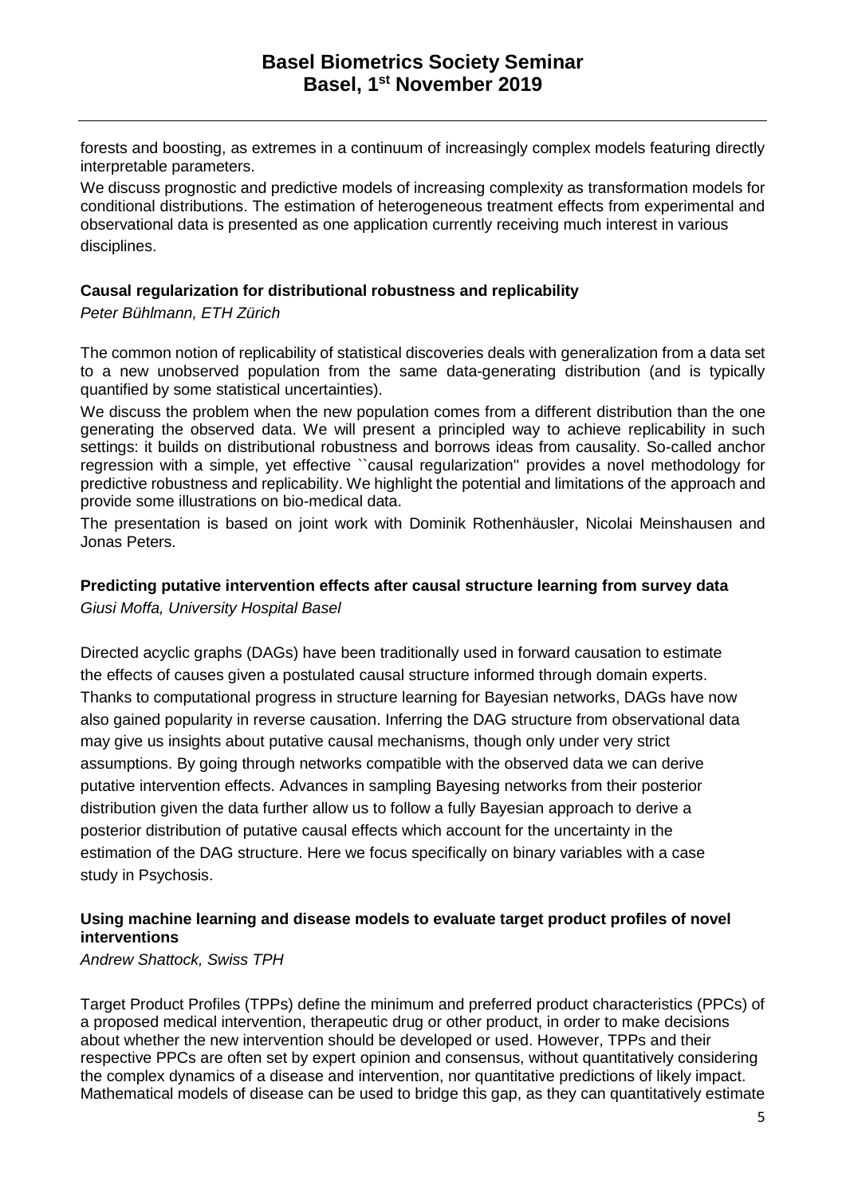forests and boosting, as extremes in a continuum of increasingly complex models featuring directly interpretable parameters.

We discuss prognostic and predictive models of increasing complexity as transformation models for conditional distributions. The estimation of heterogeneous treatment effects from experimental and observational data is presented as one application currently receiving much interest in various disciplines.

### Causal regularization for distributional robustness and replicability

*Peter Bühlmann, ETH Zürich*

The common notion of replicability of statistical discoveries deals with generalization from a data set to a new unobserved population from the same data-generating distribution (and is typically quantified by some statistical uncertainties).

We discuss the problem when the new population comes from a different distribution than the one generating the observed data. We will present a principled way to achieve replicability in such settings: it builds on distributional robustness and borrows ideas from causality. So-called anchor regression with a simple, yet effective ``causal regularization'' provides a novel methodology for predictive robustness and replicability. We highlight the potential and limitations of the approach and provide some illustrations on bio-medical data.

The presentation is based on joint work with Dominik Rothenhäusler, Nicolai Meinshausen and Jonas Peters.

### Predicting putative intervention effects after causal structure learning from survey data

*Giusi Moffa, University Hospital Basel*

Directed acyclic graphs (DAGs) have been traditionally used in forward causation to estimate the effects of causes given a postulated causal structure informed through domain experts. Thanks to computational progress in structure learning for Bayesian networks, DAGs have now also gained popularity in reverse causation. Inferring the DAG structure from observational data may give us insights about putative causal mechanisms, though only under very strict assumptions. By going through networks compatible with the observed data we can derive putative intervention effects. Advances in sampling Bayesing networks from their posterior distribution given the data further allow us to follow a fully Bayesian approach to derive a posterior distribution of putative causal effects which account for the uncertainty in the estimation of the DAG structure. Here we focus specifically on binary variables with a case study in Psychosis.

### Using machine learning and disease models to evaluate target product profiles of novel interventions

*Andrew Shattock, Swiss TPH*

Target Product Profiles (TPPs) define the minimum and preferred product characteristics (PPCs) of a proposed medical intervention, therapeutic drug or other product, in order to make decisions about whether the new intervention should be developed or used. However, TPPs and their respective PPCs are often set by expert opinion and consensus, without quantitatively considering the complex dynamics of a disease and intervention, nor quantitative predictions of likely impact. Mathematical models of disease can be used to bridge this gap, as they can quantitatively estimate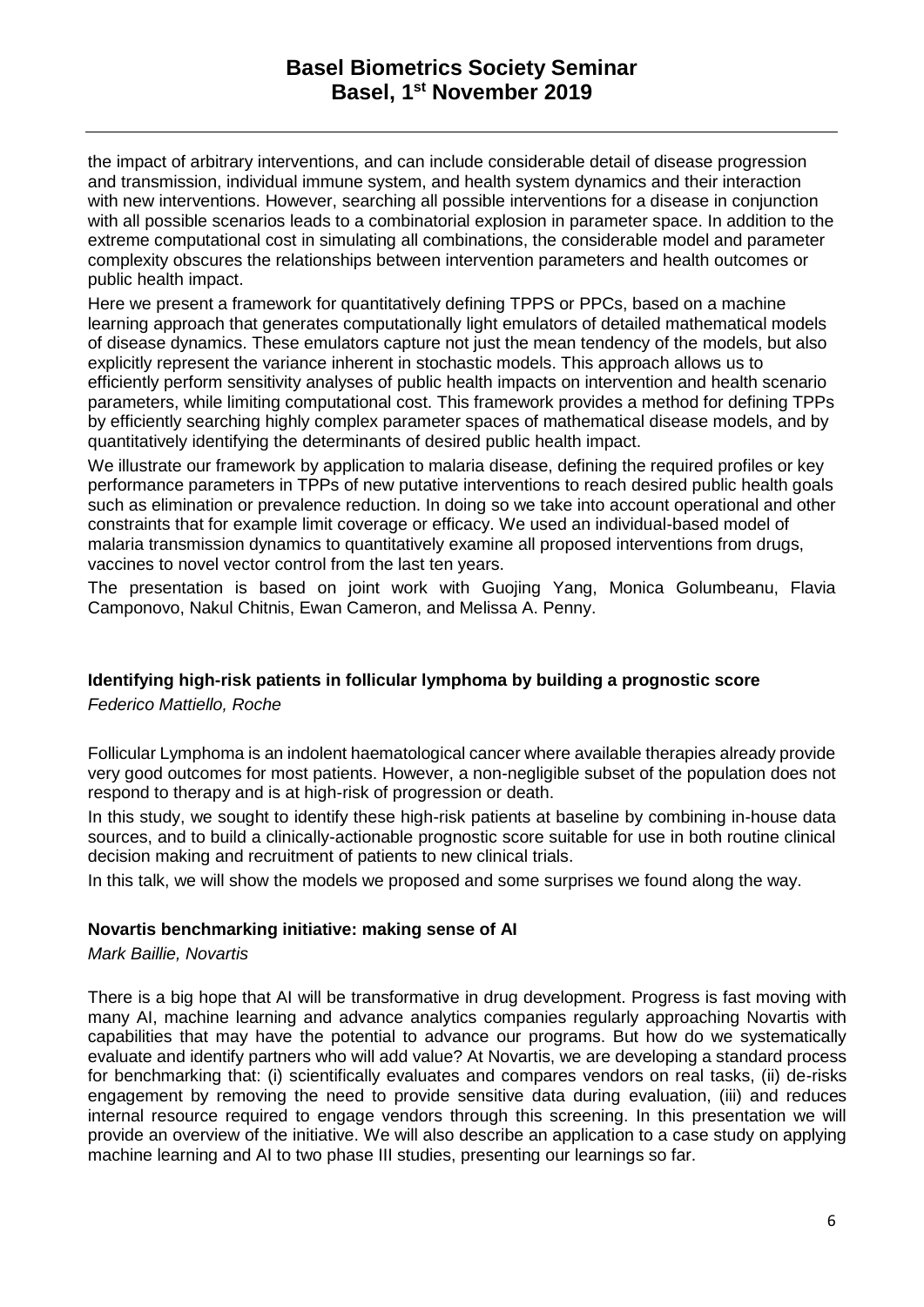the impact of arbitrary interventions, and can include considerable detail of disease progression and transmission, individual immune system, and health system dynamics and their interaction with new interventions. However, searching all possible interventions for a disease in conjunction with all possible scenarios leads to a combinatorial explosion in parameter space. In addition to the extreme computational cost in simulating all combinations, the considerable model and parameter complexity obscures the relationships between intervention parameters and health outcomes or public health impact.

Here we present a framework for quantitatively defining TPPS or PPCs, based on a machine learning approach that generates computationally light emulators of detailed mathematical models of disease dynamics. These emulators capture not just the mean tendency of the models, but also explicitly represent the variance inherent in stochastic models. This approach allows us to efficiently perform sensitivity analyses of public health impacts on intervention and health scenario parameters, while limiting computational cost. This framework provides a method for defining TPPs by efficiently searching highly complex parameter spaces of mathematical disease models, and by quantitatively identifying the determinants of desired public health impact.

We illustrate our framework by application to malaria disease, defining the required profiles or key performance parameters in TPPs of new putative interventions to reach desired public health goals such as elimination or prevalence reduction. In doing so we take into account operational and other constraints that for example limit coverage or efficacy. We used an individual-based model of malaria transmission dynamics to quantitatively examine all proposed interventions from drugs, vaccines to novel vector control from the last ten years.

The presentation is based on joint work with Guojing Yang, Monica Golumbeanu, Flavia Camponovo, Nakul Chitnis, Ewan Cameron, and Melissa A. Penny.

### Identifying high-risk patients in follicular lymphoma by building a prognostic score

*Federico Mattiello, Roche*

Follicular Lymphoma is an indolent haematological cancer where available therapies already provide very good outcomes for most patients. However, a non-negligible subset of the population does not respond to therapy and is at high-risk of progression or death.

In this study, we sought to identify these high-risk patients at baseline by combining in-house data sources, and to build a clinically-actionable prognostic score suitable for use in both routine clinical decision making and recruitment of patients to new clinical trials.

In this talk, we will show the models we proposed and some surprises we found along the way.

### Novartis benchmarking initiative: making sense of AI

*Mark Baillie, Novartis*

There is a big hope that AI will be transformative in drug development. Progress is fast moving with many AI, machine learning and advance analytics companies regularly approaching Novartis with capabilities that may have the potential to advance our programs. But how do we systematically evaluate and identify partners who will add value? At Novartis, we are developing a standard process for benchmarking that: (i) scientifically evaluates and compares vendors on real tasks, (ii) de-risks engagement by removing the need to provide sensitive data during evaluation, (iii) and reduces internal resource required to engage vendors through this screening. In this presentation we will provide an overview of the initiative. We will also describe an application to a case study on applying machine learning and AI to two phase III studies, presenting our learnings so far.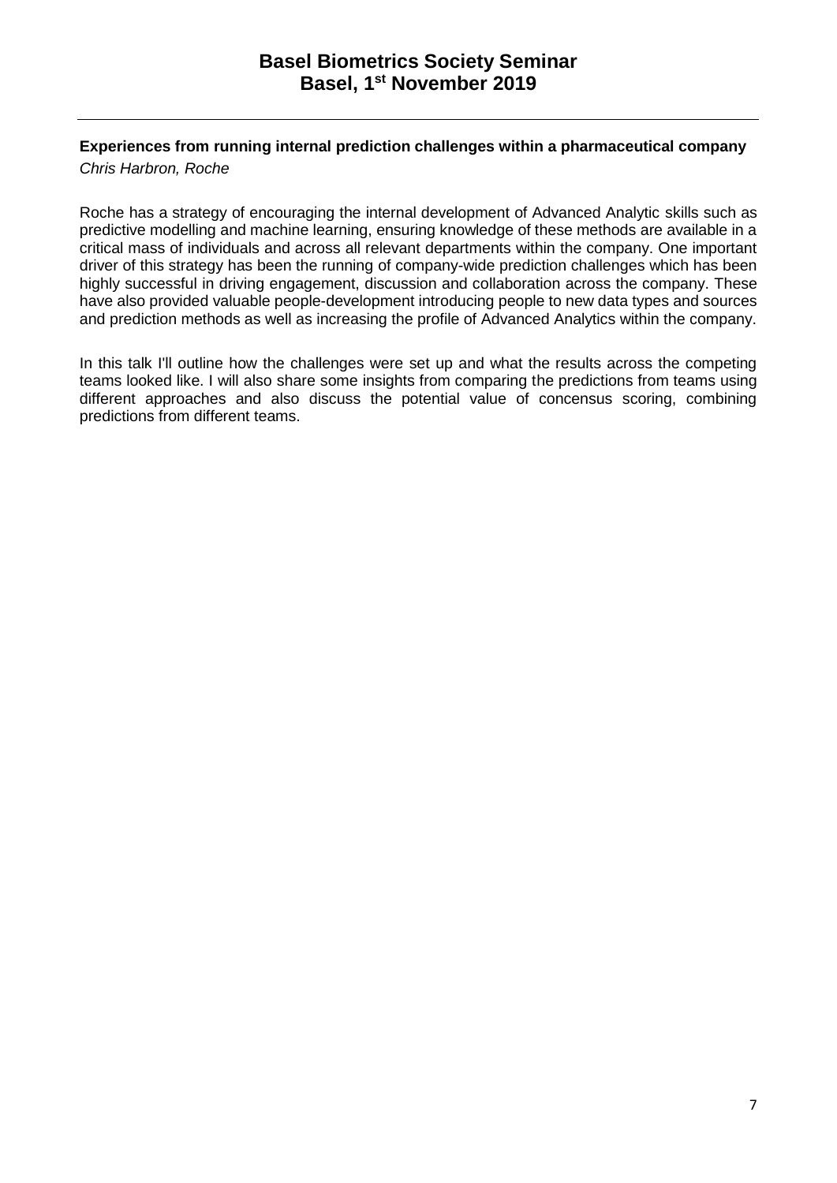### Experiences from running internal prediction challenges within a pharmaceutical company

*Chris Harbron, Roche*

Roche has a strategy of encouraging the internal development of Advanced Analytic skills such as predictive modelling and machine learning, ensuring knowledge of these methods are available in a critical mass of individuals and across all relevant departments within the company. One important driver of this strategy has been the running of company-wide prediction challenges which has been highly successful in driving engagement, discussion and collaboration across the company. These have also provided valuable people-development introducing people to new data types and sources and prediction methods as well as increasing the profile of Advanced Analytics within the company.

In this talk I'll outline how the challenges were set up and what the results across the competing teams looked like. I will also share some insights from comparing the predictions from teams using different approaches and also discuss the potential value of concensus scoring, combining predictions from different teams.